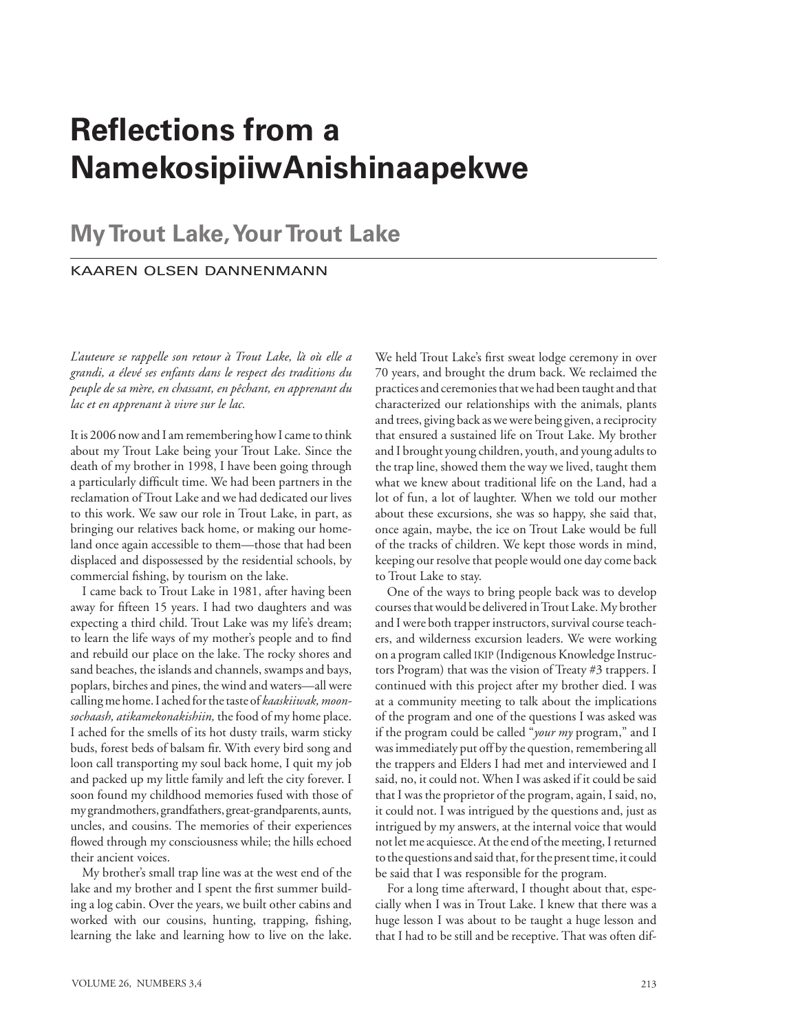# Reflections from a NamekosipiiwAnishinaapekwe

## My Trout Lake, Your Trout Lake

KAAREN OLSEN DANNENMANN

*L'auteure se rappelle son retour à Trout Lake, là où elle a grandi, a élevé ses enfants dans le respect des traditions du peuple de sa mère, en chassant, en pêchant, en apprenant du lac et en apprenant à vivre sur le lac.*

It is 2006 now and I am remembering how I came to think about my Trout Lake being your Trout Lake. Since the death of my brother in 1998, I have been going through a particularly difficult time. We had been partners in the reclamation of Trout Lake and we had dedicated our lives to this work. We saw our role in Trout Lake, in part, as bringing our relatives back home, or making our homeland once again accessible to them—those that had been displaced and dispossessed by the residential schools, by commercial fishing, by tourism on the lake.

I came back to Trout Lake in 1981, after having been away for fifteen 15 years. I had two daughters and was expecting a third child. Trout Lake was my life's dream; to learn the life ways of my mother's people and to find and rebuild our place on the lake. The rocky shores and sand beaches, the islands and channels, swamps and bays, poplars, birches and pines, the wind and waters—all were calling me home. I ached for the taste of *kaaskiiwak, moonsochaash, atikamekonakishiin,* the food of my home place. I ached for the smells of its hot dusty trails, warm sticky buds, forest beds of balsam fir. With every bird song and loon call transporting my soul back home, I quit my job and packed up my little family and left the city forever. I soon found my childhood memories fused with those of my grandmothers, grandfathers, great-grandparents, aunts, uncles, and cousins. The memories of their experiences flowed through my consciousness while; the hills echoed their ancient voices.

My brother's small trap line was at the west end of the lake and my brother and I spent the first summer building a log cabin. Over the years, we built other cabins and worked with our cousins, hunting, trapping, fishing, learning the lake and learning how to live on the lake. We held Trout Lake's first sweat lodge ceremony in over 70 years, and brought the drum back. We reclaimed the practices and ceremonies that we had been taught and that characterized our relationships with the animals, plants and trees, giving back as we were being given, a reciprocity that ensured a sustained life on Trout Lake. My brother and I brought young children, youth, and young adults to the trap line, showed them the way we lived, taught them what we knew about traditional life on the Land, had a lot of fun, a lot of laughter. When we told our mother about these excursions, she was so happy, she said that, once again, maybe, the ice on Trout Lake would be full of the tracks of children. We kept those words in mind, keeping our resolve that people would one day come back to Trout Lake to stay.

One of the ways to bring people back was to develop courses that would be delivered in Trout Lake. My brother and I were both trapper instructors, survival course teachers, and wilderness excursion leaders. We were working on a program called IKIP (Indigenous Knowledge Instructors Program) that was the vision of Treaty #3 trappers. I continued with this project after my brother died. I was at a community meeting to talk about the implications of the program and one of the questions I was asked was if the program could be called "*your my* program," and I was immediately put off by the question, remembering all the trappers and Elders I had met and interviewed and I said, no, it could not. When I was asked if it could be said that I was the proprietor of the program, again, I said, no, it could not. I was intrigued by the questions and, just as intrigued by my answers, at the internal voice that would not let me acquiesce. At the end of the meeting, I returned to the questions and said that, for the present time, it could be said that I was responsible for the program.

For a long time afterward, I thought about that, especially when I was in Trout Lake. I knew that there was a huge lesson I was about to be taught a huge lesson and that I had to be still and be receptive. That was often dif-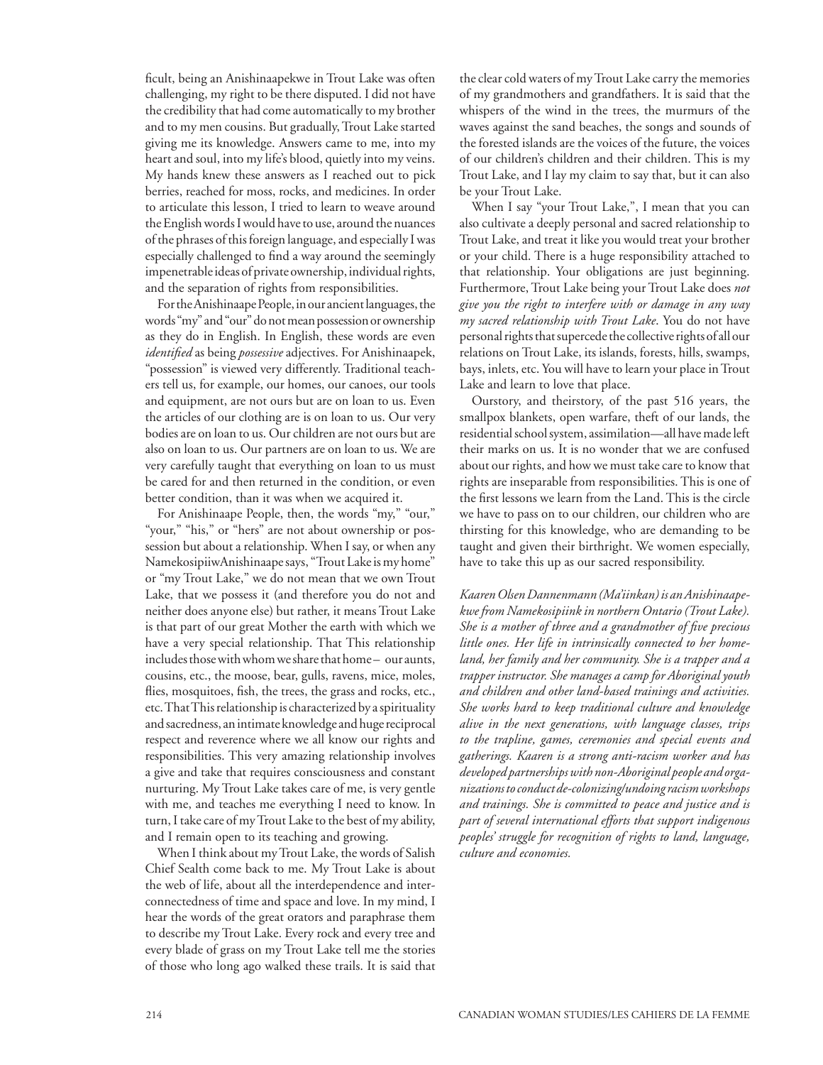ficult, being an Anishinaapekwe in Trout Lake was often challenging, my right to be there disputed. I did not have the credibility that had come automatically to my brother and to my men cousins. But gradually, Trout Lake started giving me its knowledge. Answers came to me, into my heart and soul, into my life's blood, quietly into my veins. My hands knew these answers as I reached out to pick berries, reached for moss, rocks, and medicines. In order to articulate this lesson, I tried to learn to weave around the English words I would have to use, around the nuances of the phrases of this foreign language, and especially I was especially challenged to find a way around the seemingly impenetrable ideas of private ownership, individual rights, and the separation of rights from responsibilities.

For the Anishinaape People, in our ancient languages, the words "my" and "our" do not mean possession or ownership as they do in English. In English, these words are even *identified* as being *possessive* adjectives. For Anishinaapek, "possession" is viewed very differently. Traditional teachers tell us, for example, our homes, our canoes, our tools and equipment, are not ours but are on loan to us. Even the articles of our clothing are is on loan to us. Our very bodies are on loan to us. Our children are not ours but are also on loan to us. Our partners are on loan to us. We are very carefully taught that everything on loan to us must be cared for and then returned in the condition, or even better condition, than it was when we acquired it.

For Anishinaape People, then, the words "my," "our," "your," "his," or "hers" are not about ownership or possession but about a relationship. When I say, or when any NamekosipiiwAnishinaape says, "Trout Lake is my home" or "my Trout Lake," we do not mean that we own Trout Lake, that we possess it (and therefore you do not and neither does anyone else) but rather, it means Trout Lake is that part of our great Mother the earth with which we have a very special relationship. That This relationship includes those with whom we share that home– our aunts, cousins, etc., the moose, bear, gulls, ravens, mice, moles, flies, mosquitoes, fish, the trees, the grass and rocks, etc., etc. That This relationship is characterized by a spirituality and sacredness, an intimate knowledge and huge reciprocal respect and reverence where we all know our rights and responsibilities. This very amazing relationship involves a give and take that requires consciousness and constant nurturing. My Trout Lake takes care of me, is very gentle with me, and teaches me everything I need to know. In turn, I take care of my Trout Lake to the best of my ability, and I remain open to its teaching and growing.

When I think about my Trout Lake, the words of Salish Chief Sealth come back to me. My Trout Lake is about the web of life, about all the interdependence and interconnectedness of time and space and love. In my mind, I hear the words of the great orators and paraphrase them to describe my Trout Lake. Every rock and every tree and every blade of grass on my Trout Lake tell me the stories of those who long ago walked these trails. It is said that the clear cold waters of my Trout Lake carry the memories of my grandmothers and grandfathers. It is said that the whispers of the wind in the trees, the murmurs of the waves against the sand beaches, the songs and sounds of the forested islands are the voices of the future, the voices of our children's children and their children. This is my Trout Lake, and I lay my claim to say that, but it can also be your Trout Lake.

When I say "your Trout Lake,", I mean that you can also cultivate a deeply personal and sacred relationship to Trout Lake, and treat it like you would treat your brother or your child. There is a huge responsibility attached to that relationship. Your obligations are just beginning. Furthermore, Trout Lake being your Trout Lake does *not give you the right to interfere with or damage in any way my sacred relationship with Trout Lake*. You do not have personal rights that supercede the collective rights of all our relations on Trout Lake, its islands, forests, hills, swamps, bays, inlets, etc. You will have to learn your place in Trout Lake and learn to love that place.

Ourstory, and theirstory, of the past 516 years, the smallpox blankets, open warfare, theft of our lands, the residential school system, assimilation—all have made left their marks on us. It is no wonder that we are confused about our rights, and how we must take care to know that rights are inseparable from responsibilities. This is one of the first lessons we learn from the Land. This is the circle we have to pass on to our children, our children who are thirsting for this knowledge, who are demanding to be taught and given their birthright. We women especially, have to take this up as our sacred responsibility.

*Kaaren Olsen Dannenmann (Ma'iinkan) is an Anishinaapekwe from Namekosipiink in northern Ontario (Trout Lake). She is a mother of three and a grandmother of five precious little ones. Her life in intrinsically connected to her homeland, her family and her community. She is a trapper and a trapper instructor. She manages a camp for Aboriginal youth and children and other land-based trainings and activities. She works hard to keep traditional culture and knowledge alive in the next generations, with language classes, trips to the trapline, games, ceremonies and special events and gatherings. Kaaren is a strong anti-racism worker and has developed partnerships with non-Aboriginal people and organizations to conduct de-colonizing/undoing racism workshops and trainings. She is committed to peace and justice and is part of several international efforts that support indigenous peoples' struggle for recognition of rights to land, language, culture and economies.*